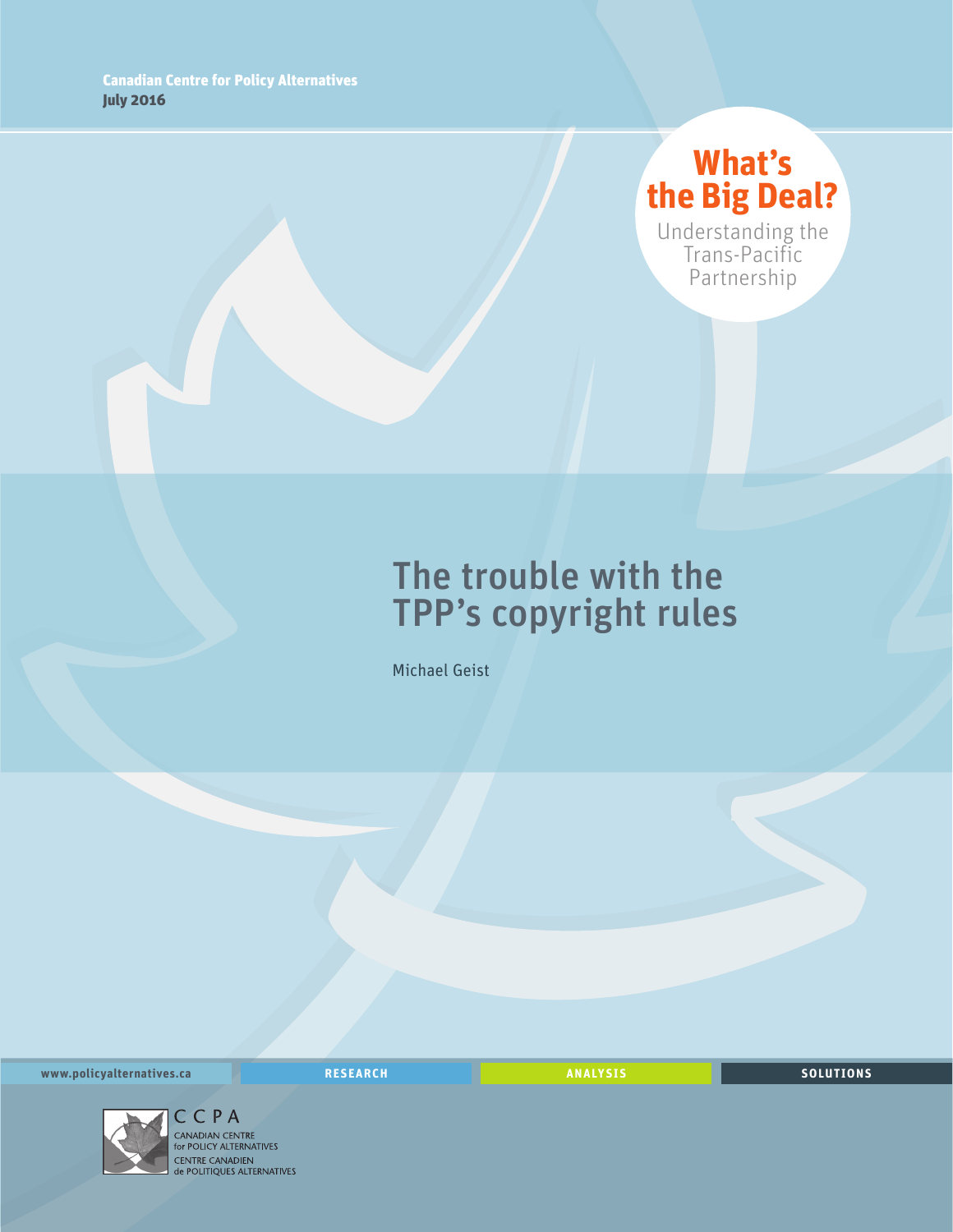Canadian Centre for Policy Alternatives
**July 2016**

**What's the Big Deal?**
Understanding the Trans-Pacific Partnership

# The trouble with the TPP's copyright rules

Michael Geist

www.policyalternatives.ca RESEARCH ANALYSIS SOLUTIONS

CCPA
CANADIAN CENTRE for POLICY ALTERNATIVES
CENTRE CANADIEN de POLITIQUES ALTERNATIVES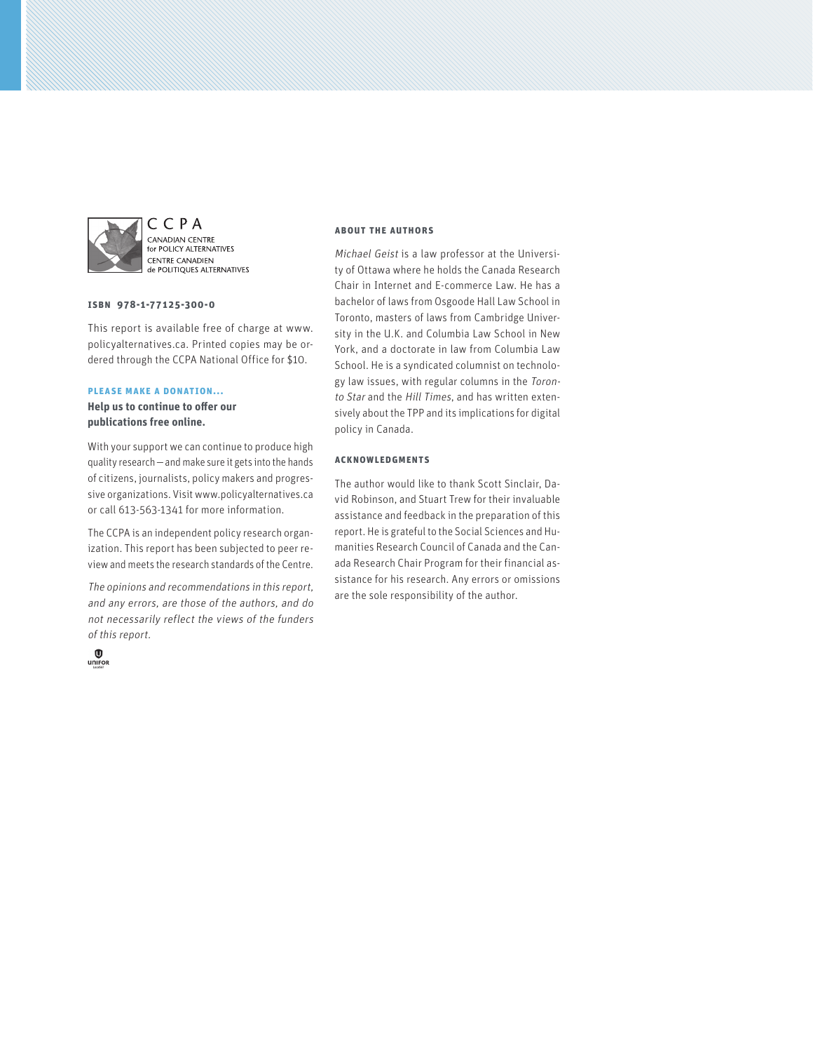CCPA
CANADIAN CENTRE for POLICY ALTERNATIVES
CENTRE CANADIEN de POLITIQUES ALTERNATIVES

**ISBN 978-1-77125-300-0**

This report is available free of charge at www.policyalternatives.ca. Printed copies may be ordered through the CCPA National Office for $10.

**PLEASE MAKE A DONATION...**

**Help us to continue to offer our publications free online.**

With your support we can continue to produce high quality research—and make sure it gets into the hands of citizens, journalists, policy makers and progressive organizations. Visit www.policyalternatives.ca or call 613-563-1341 for more information.

The CCPA is an independent policy research organization. This report has been subjected to peer review and meets the research standards of the Centre.

*The opinions and recommendations in this report, and any errors, are those of the authors, and do not necessarily reflect the views of the funders of this report.*

UNIFOR

### ABOUT THE AUTHORS

*Michael Geist* is a law professor at the University of Ottawa where he holds the Canada Research Chair in Internet and E-commerce Law. He has a bachelor of laws from Osgoode Hall Law School in Toronto, masters of laws from Cambridge University in the U.K. and Columbia Law School in New York, and a doctorate in law from Columbia Law School. He is a syndicated columnist on technology law issues, with regular columns in the *Toronto Star* and the *Hill Times*, and has written extensively about the TPP and its implications for digital policy in Canada.

### ACKNOWLEDGMENTS

The author would like to thank Scott Sinclair, David Robinson, and Stuart Trew for their invaluable assistance and feedback in the preparation of this report. He is grateful to the Social Sciences and Humanities Research Council of Canada and the Canada Research Chair Program for their financial assistance for his research. Any errors or omissions are the sole responsibility of the author.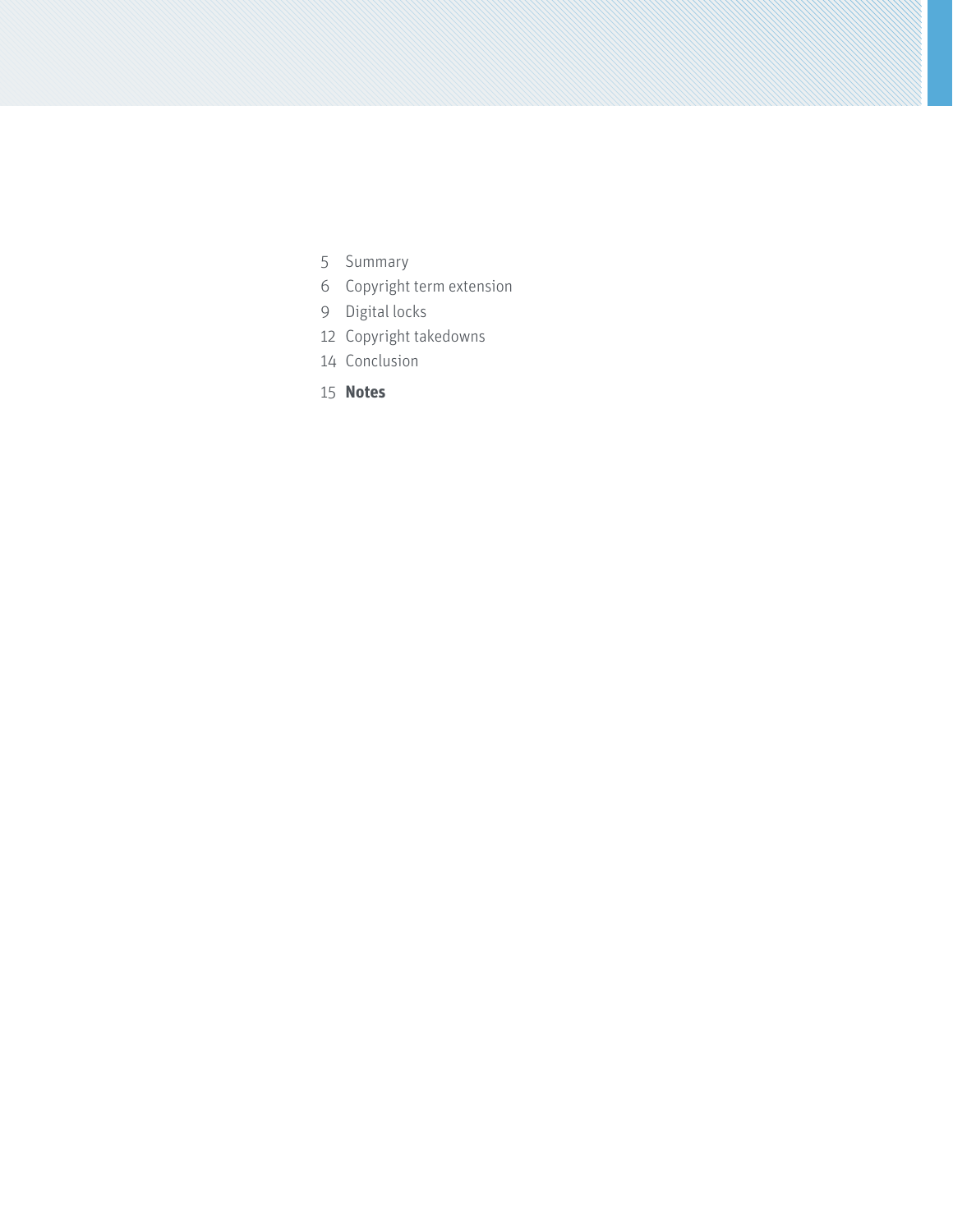5 Summary

6 Copyright term extension

9 Digital locks

12 Copyright takedowns

14 Conclusion

15 **Notes**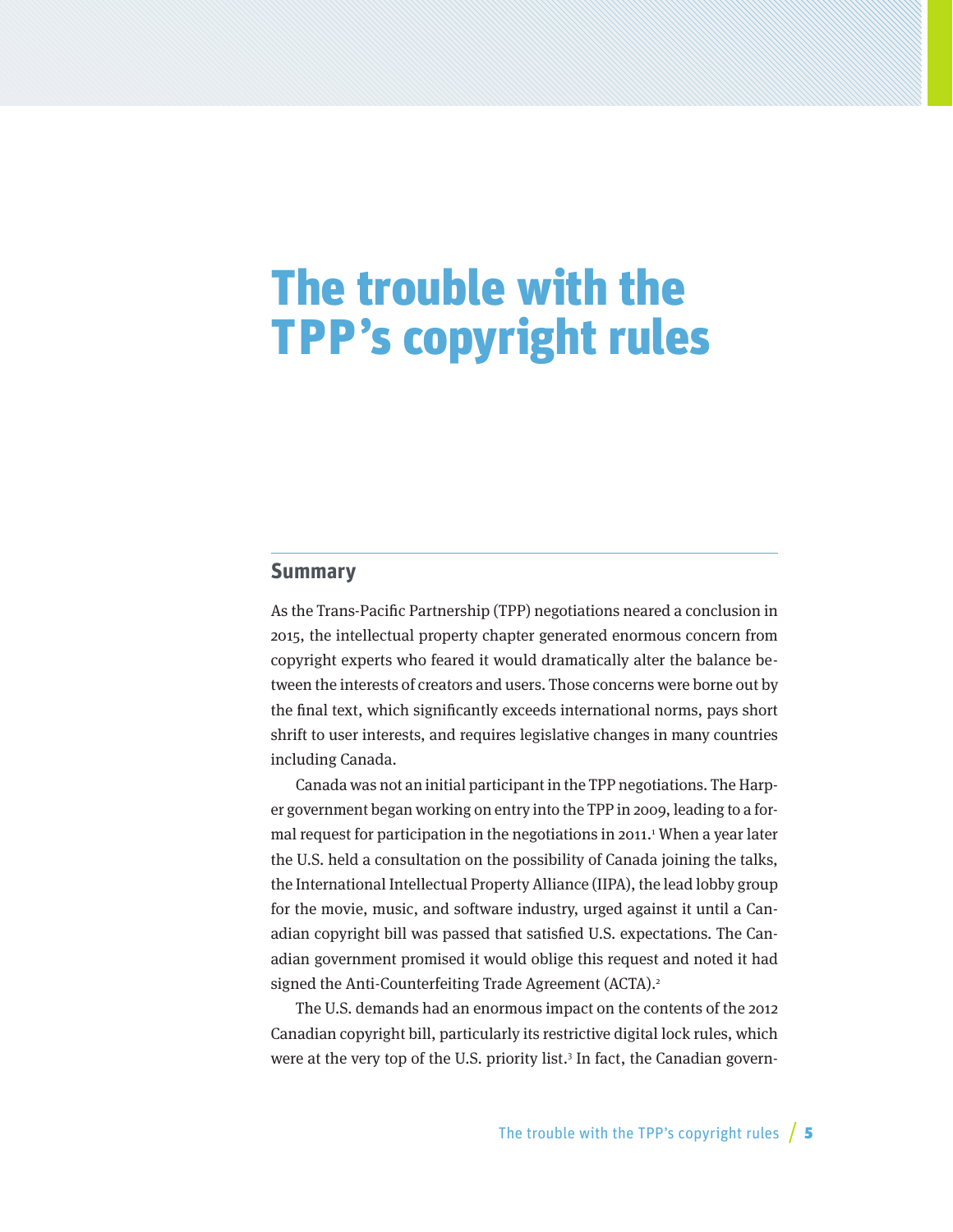# The trouble with the TPP's copyright rules

## Summary

As the Trans-Pacific Partnership (TPP) negotiations neared a conclusion in 2015, the intellectual property chapter generated enormous concern from copyright experts who feared it would dramatically alter the balance between the interests of creators and users. Those concerns were borne out by the final text, which significantly exceeds international norms, pays short shrift to user interests, and requires legislative changes in many countries including Canada.

Canada was not an initial participant in the TPP negotiations. The Harper government began working on entry into the TPP in 2009, leading to a formal request for participation in the negotiations in 2011.[1] When a year later the U.S. held a consultation on the possibility of Canada joining the talks, the International Intellectual Property Alliance (IIPA), the lead lobby group for the movie, music, and software industry, urged against it until a Canadian copyright bill was passed that satisfied U.S. expectations. The Canadian government promised it would oblige this request and noted it had signed the Anti-Counterfeiting Trade Agreement (ACTA).[2]

The U.S. demands had an enormous impact on the contents of the 2012 Canadian copyright bill, particularly its restrictive digital lock rules, which were at the very top of the U.S. priority list.[3] In fact, the Canadian govern-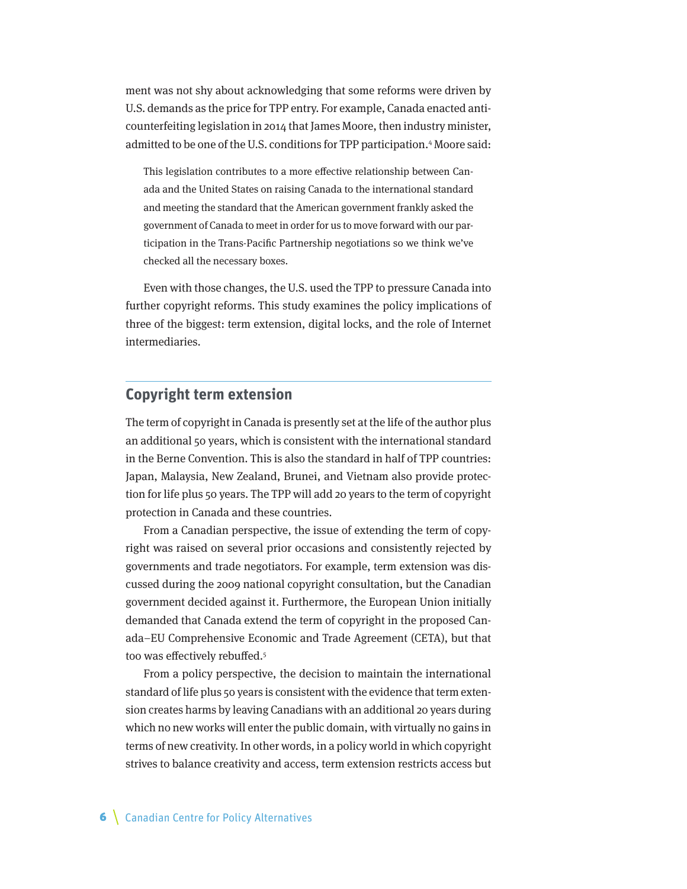ment was not shy about acknowledging that some reforms were driven by U.S. demands as the price for TPP entry. For example, Canada enacted anti-counterfeiting legislation in 2014 that James Moore, then industry minister, admitted to be one of the U.S. conditions for TPP participation.[4] Moore said:

> This legislation contributes to a more effective relationship between Canada and the United States on raising Canada to the international standard and meeting the standard that the American government frankly asked the government of Canada to meet in order for us to move forward with our participation in the Trans-Pacific Partnership negotiations so we think we've checked all the necessary boxes.

Even with those changes, the U.S. used the TPP to pressure Canada into further copyright reforms. This study examines the policy implications of three of the biggest: term extension, digital locks, and the role of Internet intermediaries.

## Copyright term extension

The term of copyright in Canada is presently set at the life of the author plus an additional 50 years, which is consistent with the international standard in the Berne Convention. This is also the standard in half of TPP countries: Japan, Malaysia, New Zealand, Brunei, and Vietnam also provide protection for life plus 50 years. The TPP will add 20 years to the term of copyright protection in Canada and these countries.

From a Canadian perspective, the issue of extending the term of copyright was raised on several prior occasions and consistently rejected by governments and trade negotiators. For example, term extension was discussed during the 2009 national copyright consultation, but the Canadian government decided against it. Furthermore, the European Union initially demanded that Canada extend the term of copyright in the proposed Canada–EU Comprehensive Economic and Trade Agreement (CETA), but that too was effectively rebuffed.[5]

From a policy perspective, the decision to maintain the international standard of life plus 50 years is consistent with the evidence that term extension creates harms by leaving Canadians with an additional 20 years during which no new works will enter the public domain, with virtually no gains in terms of new creativity. In other words, in a policy world in which copyright strives to balance creativity and access, term extension restricts access but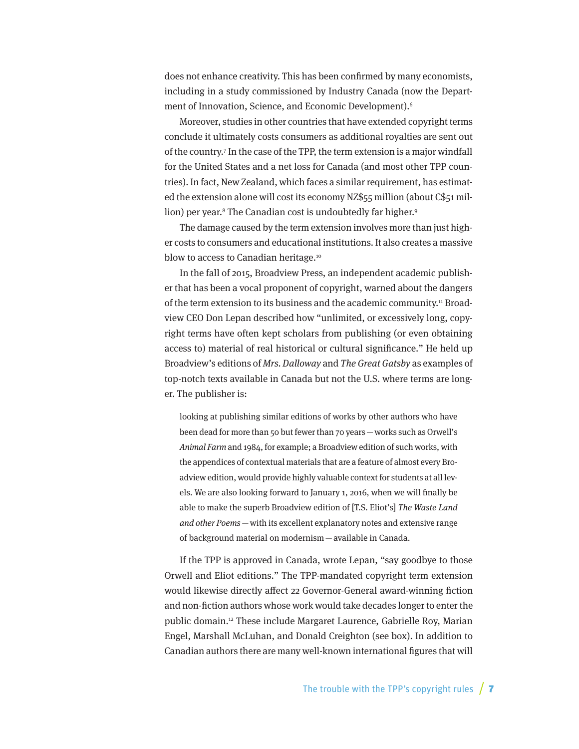does not enhance creativity. This has been confirmed by many economists, including in a study commissioned by Industry Canada (now the Department of Innovation, Science, and Economic Development).[6]

Moreover, studies in other countries that have extended copyright terms conclude it ultimately costs consumers as additional royalties are sent out of the country.[7] In the case of the TPP, the term extension is a major windfall for the United States and a net loss for Canada (and most other TPP countries). In fact, New Zealand, which faces a similar requirement, has estimated the extension alone will cost its economy NZ$55 million (about C$51 million) per year.[8] The Canadian cost is undoubtedly far higher.[9]

The damage caused by the term extension involves more than just higher costs to consumers and educational institutions. It also creates a massive blow to access to Canadian heritage.[10]

In the fall of 2015, Broadview Press, an independent academic publisher that has been a vocal proponent of copyright, warned about the dangers of the term extension to its business and the academic community.[11] Broadview CEO Don Lepan described how "unlimited, or excessively long, copyright terms have often kept scholars from publishing (or even obtaining access to) material of real historical or cultural significance." He held up Broadview's editions of *Mrs. Dalloway* and *The Great Gatsby* as examples of top-notch texts available in Canada but not the U.S. where terms are longer. The publisher is:

> looking at publishing similar editions of works by other authors who have been dead for more than 50 but fewer than 70 years — works such as Orwell's *Animal Farm* and 1984, for example; a Broadview edition of such works, with the appendices of contextual materials that are a feature of almost every Broadview edition, would provide highly valuable context for students at all levels. We are also looking forward to January 1, 2016, when we will finally be able to make the superb Broadview edition of [T.S. Eliot's] *The Waste Land and other Poems* — with its excellent explanatory notes and extensive range of background material on modernism — available in Canada.

If the TPP is approved in Canada, wrote Lepan, "say goodbye to those Orwell and Eliot editions." The TPP-mandated copyright term extension would likewise directly affect 22 Governor-General award-winning fiction and non-fiction authors whose work would take decades longer to enter the public domain.[12] These include Margaret Laurence, Gabrielle Roy, Marian Engel, Marshall McLuhan, and Donald Creighton (see box). In addition to Canadian authors there are many well-known international figures that will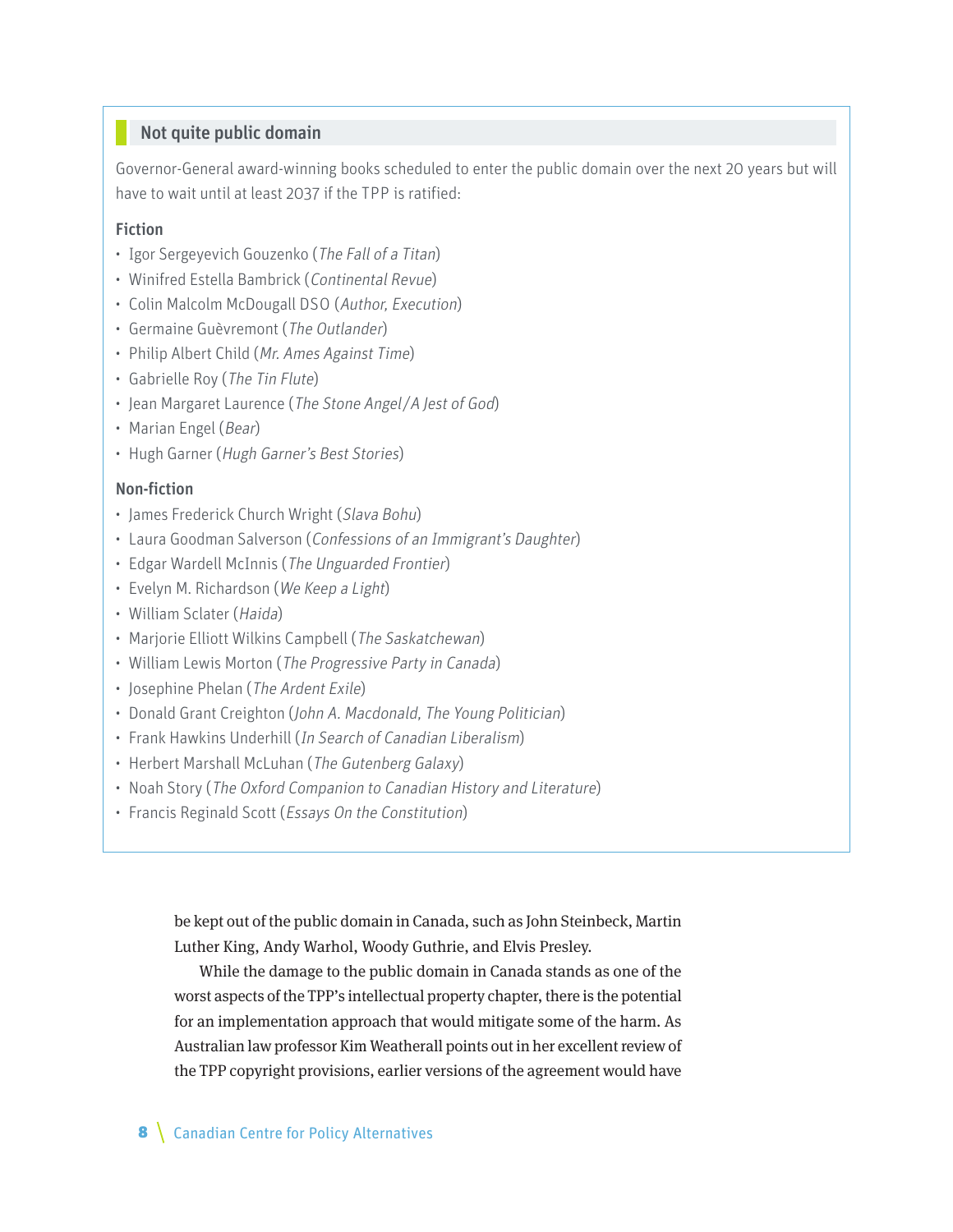## Not quite public domain

Governor-General award-winning books scheduled to enter the public domain over the next 20 years but will have to wait until at least 2037 if the TPP is ratified:

### Fiction

- Igor Sergeyevich Gouzenko (*The Fall of a Titan*)
- Winifred Estella Bambrick (*Continental Revue*)
- Colin Malcolm McDougall DSO (*Author, Execution*)
- Germaine Guèvremont (*The Outlander*)
- Philip Albert Child (*Mr. Ames Against Time*)
- Gabrielle Roy (*The Tin Flute*)
- Jean Margaret Laurence (*The Stone Angel/A Jest of God*)
- Marian Engel (*Bear*)
- Hugh Garner (*Hugh Garner's Best Stories*)

### Non-fiction

- James Frederick Church Wright (*Slava Bohu*)
- Laura Goodman Salverson (*Confessions of an Immigrant's Daughter*)
- Edgar Wardell McInnis (*The Unguarded Frontier*)
- Evelyn M. Richardson (*We Keep a Light*)
- William Sclater (*Haida*)
- Marjorie Elliott Wilkins Campbell (*The Saskatchewan*)
- William Lewis Morton (*The Progressive Party in Canada*)
- Josephine Phelan (*The Ardent Exile*)
- Donald Grant Creighton (*John A. Macdonald, The Young Politician*)
- Frank Hawkins Underhill (*In Search of Canadian Liberalism*)
- Herbert Marshall McLuhan (*The Gutenberg Galaxy*)
- Noah Story (*The Oxford Companion to Canadian History and Literature*)
- Francis Reginald Scott (*Essays On the Constitution*)

be kept out of the public domain in Canada, such as John Steinbeck, Martin Luther King, Andy Warhol, Woody Guthrie, and Elvis Presley.

While the damage to the public domain in Canada stands as one of the worst aspects of the TPP's intellectual property chapter, there is the potential for an implementation approach that would mitigate some of the harm. As Australian law professor Kim Weatherall points out in her excellent review of the TPP copyright provisions, earlier versions of the agreement would have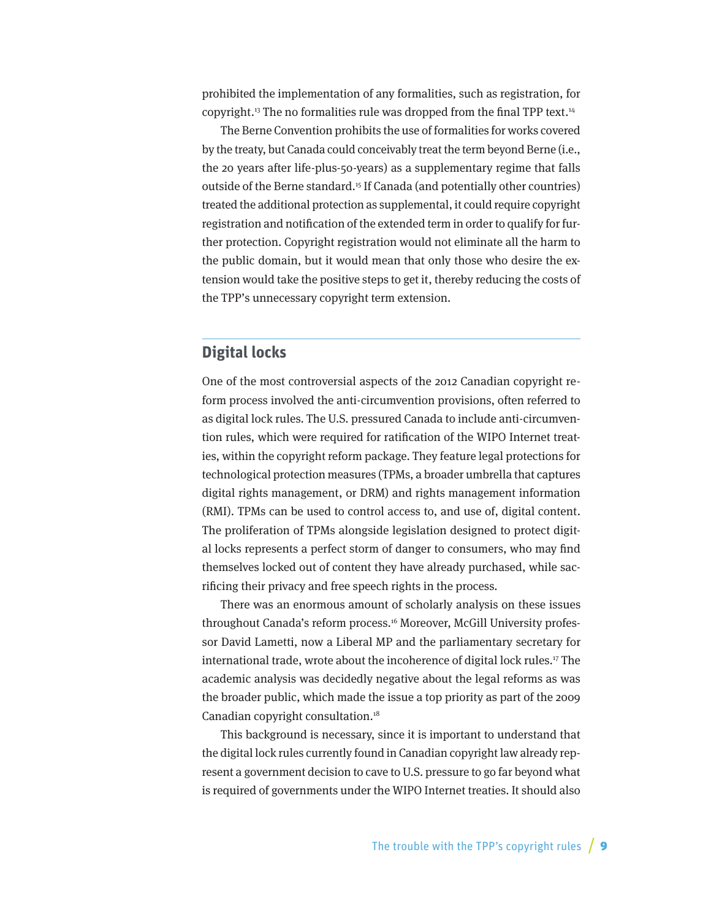prohibited the implementation of any formalities, such as registration, for copyright.[13] The no formalities rule was dropped from the final TPP text.[14]

The Berne Convention prohibits the use of formalities for works covered by the treaty, but Canada could conceivably treat the term beyond Berne (i.e., the 20 years after life-plus-50-years) as a supplementary regime that falls outside of the Berne standard.[15] If Canada (and potentially other countries) treated the additional protection as supplemental, it could require copyright registration and notification of the extended term in order to qualify for further protection. Copyright registration would not eliminate all the harm to the public domain, but it would mean that only those who desire the extension would take the positive steps to get it, thereby reducing the costs of the TPP's unnecessary copyright term extension.

## Digital locks

One of the most controversial aspects of the 2012 Canadian copyright reform process involved the anti-circumvention provisions, often referred to as digital lock rules. The U.S. pressured Canada to include anti-circumvention rules, which were required for ratification of the WIPO Internet treaties, within the copyright reform package. They feature legal protections for technological protection measures (TPMs, a broader umbrella that captures digital rights management, or DRM) and rights management information (RMI). TPMs can be used to control access to, and use of, digital content. The proliferation of TPMs alongside legislation designed to protect digital locks represents a perfect storm of danger to consumers, who may find themselves locked out of content they have already purchased, while sacrificing their privacy and free speech rights in the process.

There was an enormous amount of scholarly analysis on these issues throughout Canada's reform process.[16] Moreover, McGill University professor David Lametti, now a Liberal MP and the parliamentary secretary for international trade, wrote about the incoherence of digital lock rules.[17] The academic analysis was decidedly negative about the legal reforms as was the broader public, which made the issue a top priority as part of the 2009 Canadian copyright consultation.[18]

This background is necessary, since it is important to understand that the digital lock rules currently found in Canadian copyright law already represent a government decision to cave to U.S. pressure to go far beyond what is required of governments under the WIPO Internet treaties. It should also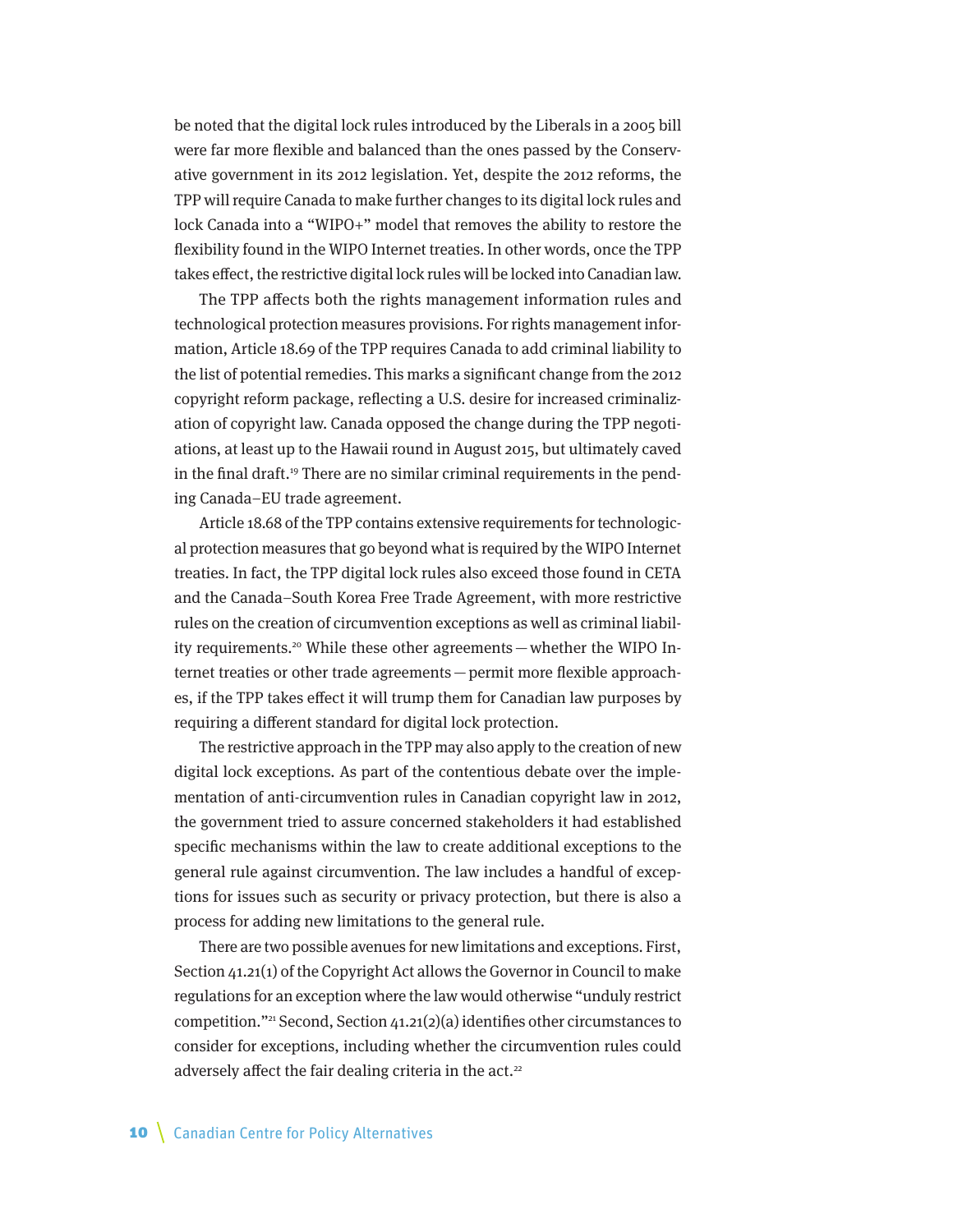be noted that the digital lock rules introduced by the Liberals in a 2005 bill were far more flexible and balanced than the ones passed by the Conservative government in its 2012 legislation. Yet, despite the 2012 reforms, the TPP will require Canada to make further changes to its digital lock rules and lock Canada into a "WIPO+" model that removes the ability to restore the flexibility found in the WIPO Internet treaties. In other words, once the TPP takes effect, the restrictive digital lock rules will be locked into Canadian law.

The TPP affects both the rights management information rules and technological protection measures provisions. For rights management information, Article 18.69 of the TPP requires Canada to add criminal liability to the list of potential remedies. This marks a significant change from the 2012 copyright reform package, reflecting a U.S. desire for increased criminalization of copyright law. Canada opposed the change during the TPP negotiations, at least up to the Hawaii round in August 2015, but ultimately caved in the final draft.[19] There are no similar criminal requirements in the pending Canada–EU trade agreement.

Article 18.68 of the TPP contains extensive requirements for technological protection measures that go beyond what is required by the WIPO Internet treaties. In fact, the TPP digital lock rules also exceed those found in CETA and the Canada–South Korea Free Trade Agreement, with more restrictive rules on the creation of circumvention exceptions as well as criminal liability requirements.[20] While these other agreements — whether the WIPO Internet treaties or other trade agreements — permit more flexible approaches, if the TPP takes effect it will trump them for Canadian law purposes by requiring a different standard for digital lock protection.

The restrictive approach in the TPP may also apply to the creation of new digital lock exceptions. As part of the contentious debate over the implementation of anti-circumvention rules in Canadian copyright law in 2012, the government tried to assure concerned stakeholders it had established specific mechanisms within the law to create additional exceptions to the general rule against circumvention. The law includes a handful of exceptions for issues such as security or privacy protection, but there is also a process for adding new limitations to the general rule.

There are two possible avenues for new limitations and exceptions. First, Section 41.21(1) of the Copyright Act allows the Governor in Council to make regulations for an exception where the law would otherwise "unduly restrict competition."[21] Second, Section 41.21(2)(a) identifies other circumstances to consider for exceptions, including whether the circumvention rules could adversely affect the fair dealing criteria in the act.[22]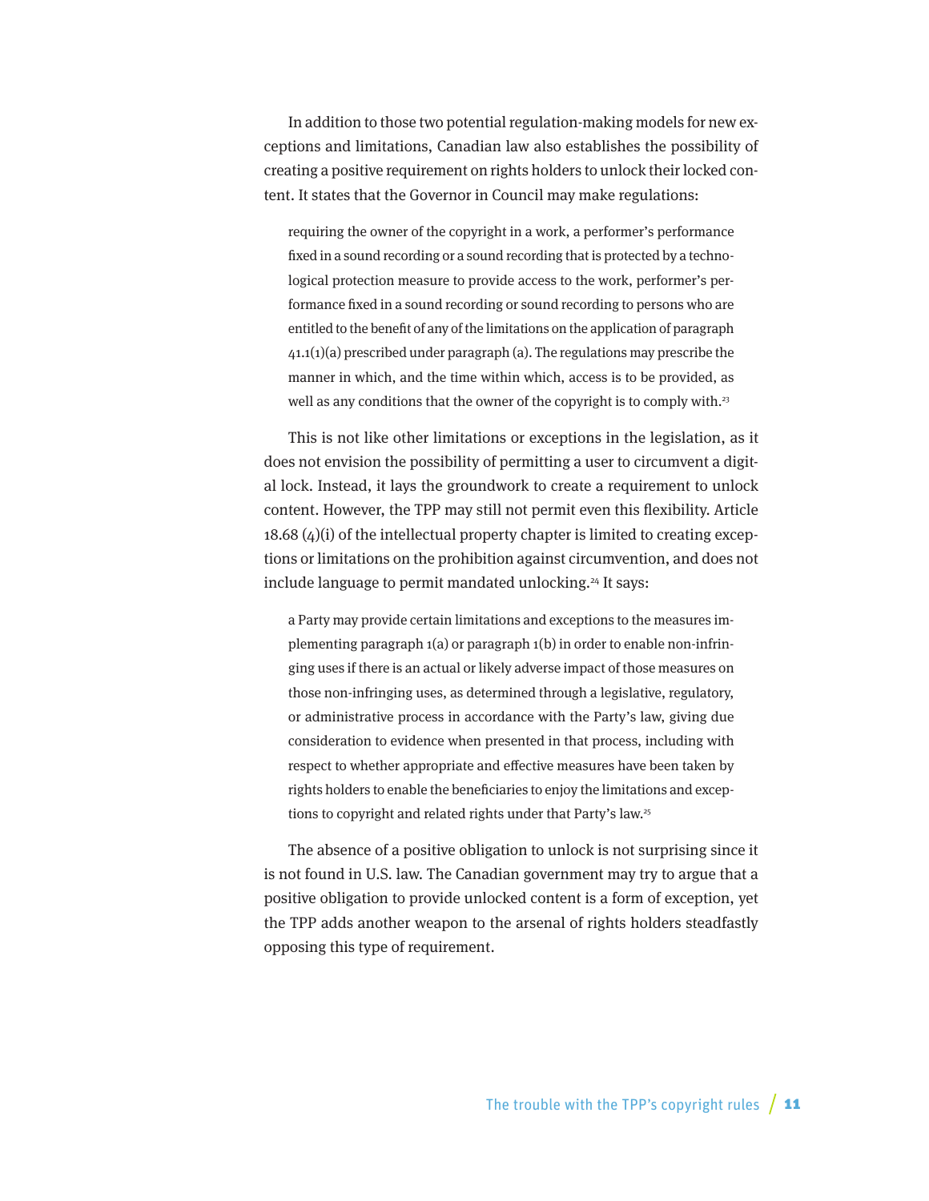In addition to those two potential regulation-making models for new exceptions and limitations, Canadian law also establishes the possibility of creating a positive requirement on rights holders to unlock their locked content. It states that the Governor in Council may make regulations:

> requiring the owner of the copyright in a work, a performer's performance fixed in a sound recording or a sound recording that is protected by a technological protection measure to provide access to the work, performer's performance fixed in a sound recording or sound recording to persons who are entitled to the benefit of any of the limitations on the application of paragraph 41.1(1)(a) prescribed under paragraph (a). The regulations may prescribe the manner in which, and the time within which, access is to be provided, as well as any conditions that the owner of the copyright is to comply with.[23]

This is not like other limitations or exceptions in the legislation, as it does not envision the possibility of permitting a user to circumvent a digital lock. Instead, it lays the groundwork to create a requirement to unlock content. However, the TPP may still not permit even this flexibility. Article 18.68 (4)(i) of the intellectual property chapter is limited to creating exceptions or limitations on the prohibition against circumvention, and does not include language to permit mandated unlocking.[24] It says:

> a Party may provide certain limitations and exceptions to the measures implementing paragraph 1(a) or paragraph 1(b) in order to enable non-infringing uses if there is an actual or likely adverse impact of those measures on those non-infringing uses, as determined through a legislative, regulatory, or administrative process in accordance with the Party's law, giving due consideration to evidence when presented in that process, including with respect to whether appropriate and effective measures have been taken by rights holders to enable the beneficiaries to enjoy the limitations and exceptions to copyright and related rights under that Party's law.[25]

The absence of a positive obligation to unlock is not surprising since it is not found in U.S. law. The Canadian government may try to argue that a positive obligation to provide unlocked content is a form of exception, yet the TPP adds another weapon to the arsenal of rights holders steadfastly opposing this type of requirement.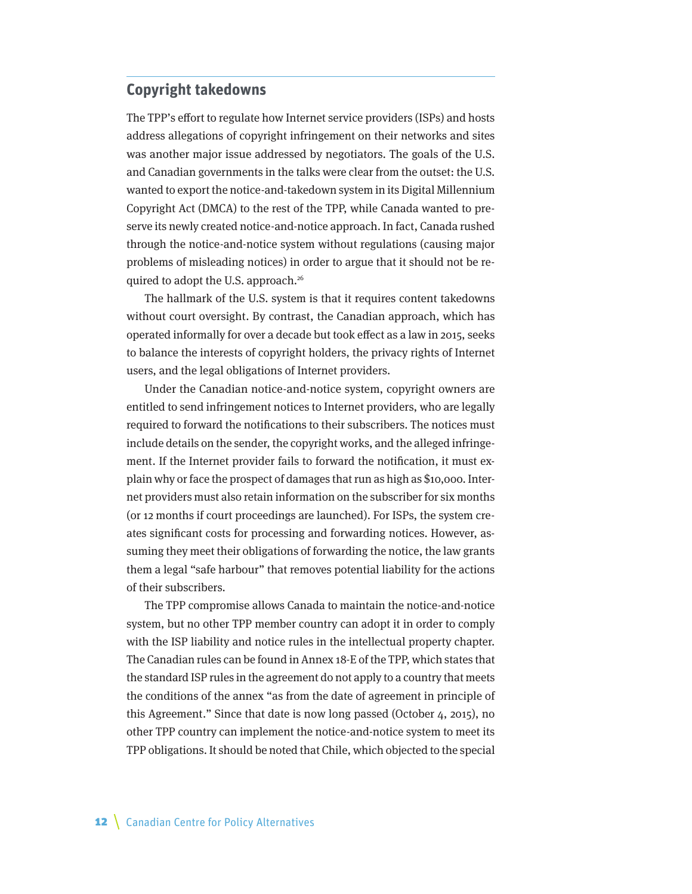## Copyright takedowns

The TPP's effort to regulate how Internet service providers (ISPs) and hosts address allegations of copyright infringement on their networks and sites was another major issue addressed by negotiators. The goals of the U.S. and Canadian governments in the talks were clear from the outset: the U.S. wanted to export the notice-and-takedown system in its Digital Millennium Copyright Act (DMCA) to the rest of the TPP, while Canada wanted to preserve its newly created notice-and-notice approach. In fact, Canada rushed through the notice-and-notice system without regulations (causing major problems of misleading notices) in order to argue that it should not be required to adopt the U.S. approach.[26]

The hallmark of the U.S. system is that it requires content takedowns without court oversight. By contrast, the Canadian approach, which has operated informally for over a decade but took effect as a law in 2015, seeks to balance the interests of copyright holders, the privacy rights of Internet users, and the legal obligations of Internet providers.

Under the Canadian notice-and-notice system, copyright owners are entitled to send infringement notices to Internet providers, who are legally required to forward the notifications to their subscribers. The notices must include details on the sender, the copyright works, and the alleged infringement. If the Internet provider fails to forward the notification, it must explain why or face the prospect of damages that run as high as $10,000. Internet providers must also retain information on the subscriber for six months (or 12 months if court proceedings are launched). For ISPs, the system creates significant costs for processing and forwarding notices. However, assuming they meet their obligations of forwarding the notice, the law grants them a legal "safe harbour" that removes potential liability for the actions of their subscribers.

The TPP compromise allows Canada to maintain the notice-and-notice system, but no other TPP member country can adopt it in order to comply with the ISP liability and notice rules in the intellectual property chapter. The Canadian rules can be found in Annex 18-E of the TPP, which states that the standard ISP rules in the agreement do not apply to a country that meets the conditions of the annex "as from the date of agreement in principle of this Agreement." Since that date is now long passed (October 4, 2015), no other TPP country can implement the notice-and-notice system to meet its TPP obligations. It should be noted that Chile, which objected to the special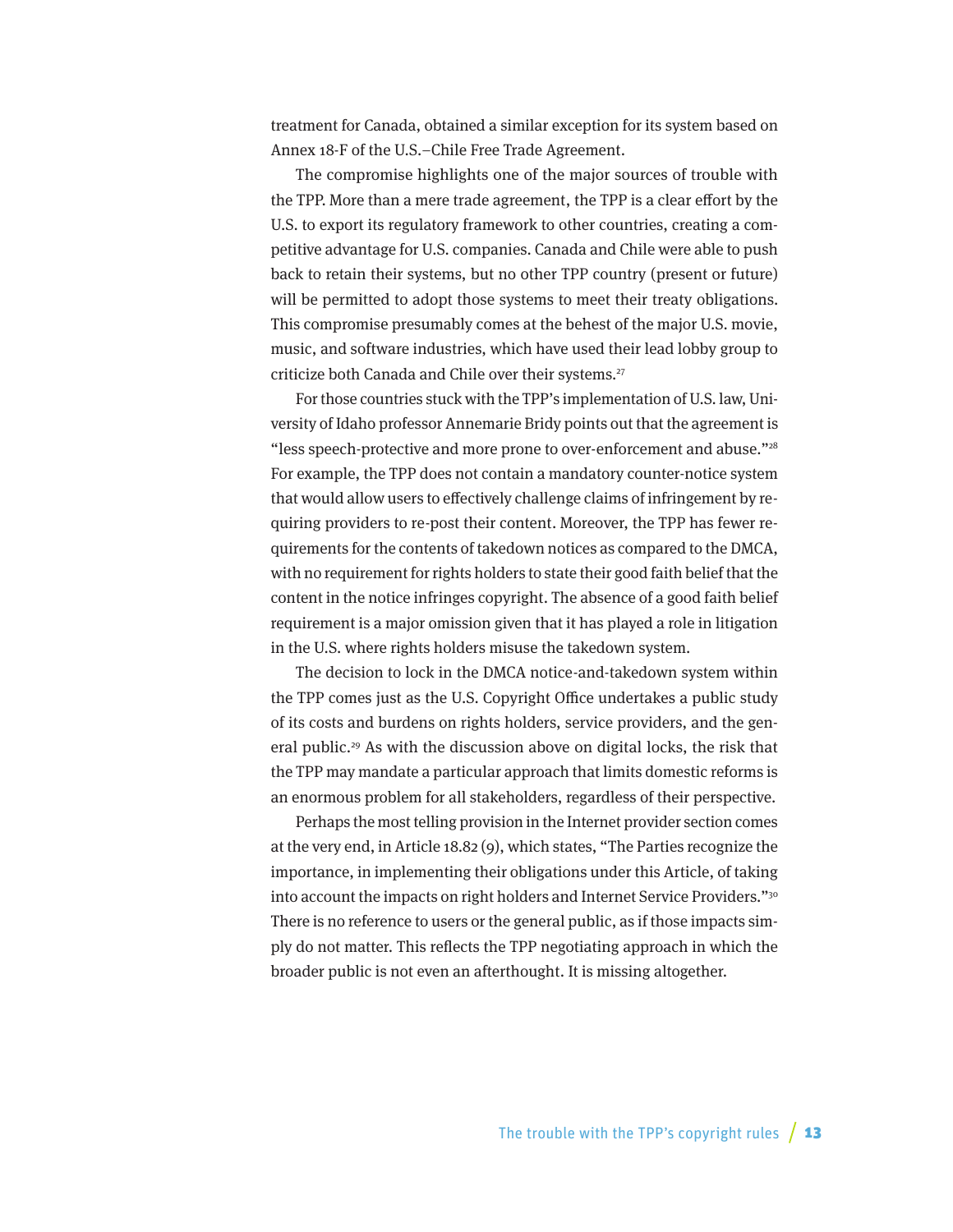treatment for Canada, obtained a similar exception for its system based on Annex 18-F of the U.S.–Chile Free Trade Agreement.

The compromise highlights one of the major sources of trouble with the TPP. More than a mere trade agreement, the TPP is a clear effort by the U.S. to export its regulatory framework to other countries, creating a competitive advantage for U.S. companies. Canada and Chile were able to push back to retain their systems, but no other TPP country (present or future) will be permitted to adopt those systems to meet their treaty obligations. This compromise presumably comes at the behest of the major U.S. movie, music, and software industries, which have used their lead lobby group to criticize both Canada and Chile over their systems.[27]

For those countries stuck with the TPP's implementation of U.S. law, University of Idaho professor Annemarie Bridy points out that the agreement is "less speech-protective and more prone to over-enforcement and abuse."[28] For example, the TPP does not contain a mandatory counter-notice system that would allow users to effectively challenge claims of infringement by requiring providers to re-post their content. Moreover, the TPP has fewer requirements for the contents of takedown notices as compared to the DMCA, with no requirement for rights holders to state their good faith belief that the content in the notice infringes copyright. The absence of a good faith belief requirement is a major omission given that it has played a role in litigation in the U.S. where rights holders misuse the takedown system.

The decision to lock in the DMCA notice-and-takedown system within the TPP comes just as the U.S. Copyright Office undertakes a public study of its costs and burdens on rights holders, service providers, and the general public.[29] As with the discussion above on digital locks, the risk that the TPP may mandate a particular approach that limits domestic reforms is an enormous problem for all stakeholders, regardless of their perspective.

Perhaps the most telling provision in the Internet provider section comes at the very end, in Article 18.82 (9), which states, "The Parties recognize the importance, in implementing their obligations under this Article, of taking into account the impacts on right holders and Internet Service Providers."[30] There is no reference to users or the general public, as if those impacts simply do not matter. This reflects the TPP negotiating approach in which the broader public is not even an afterthought. It is missing altogether.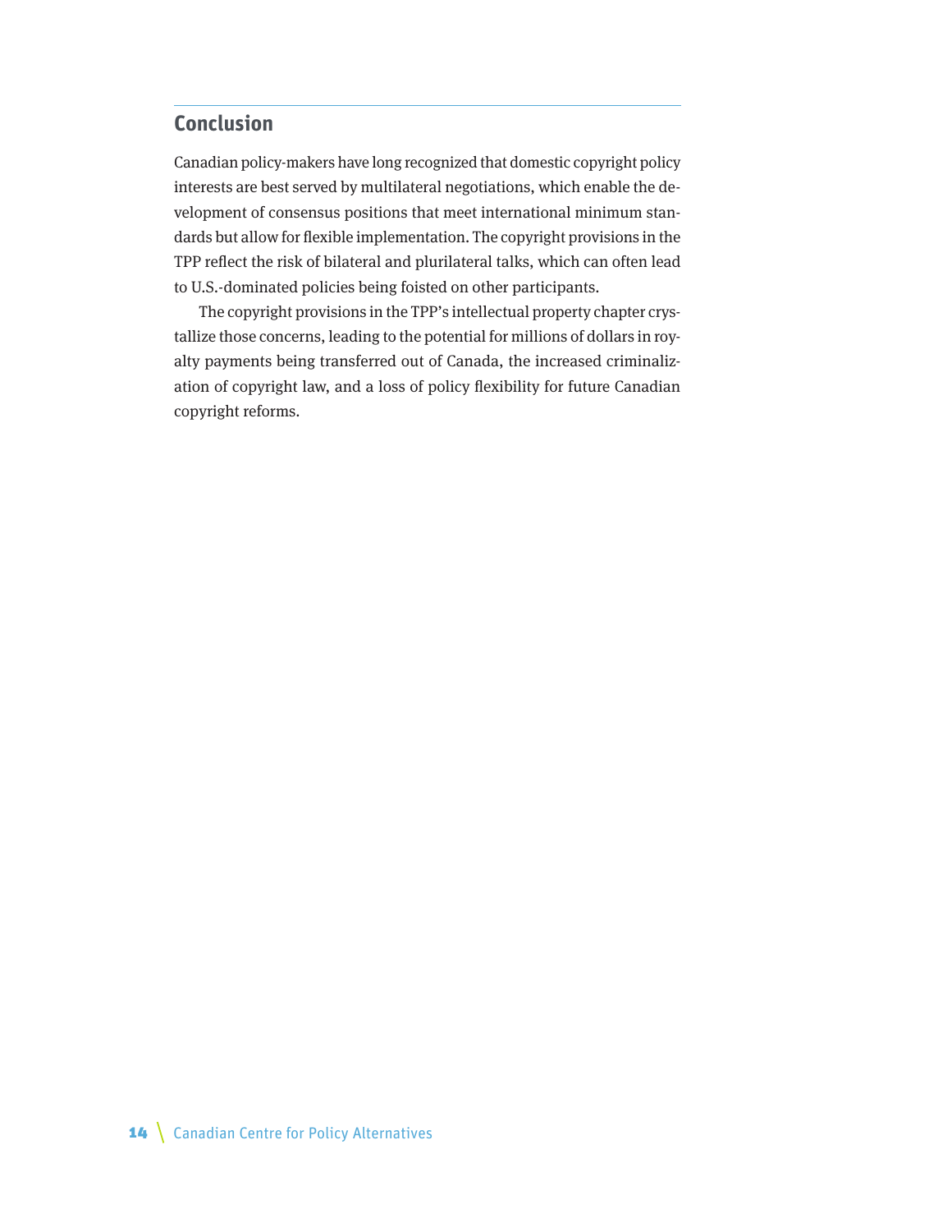## Conclusion

Canadian policy-makers have long recognized that domestic copyright policy interests are best served by multilateral negotiations, which enable the development of consensus positions that meet international minimum standards but allow for flexible implementation. The copyright provisions in the TPP reflect the risk of bilateral and plurilateral talks, which can often lead to U.S.-dominated policies being foisted on other participants.

The copyright provisions in the TPP's intellectual property chapter crystallize those concerns, leading to the potential for millions of dollars in royalty payments being transferred out of Canada, the increased criminalization of copyright law, and a loss of policy flexibility for future Canadian copyright reforms.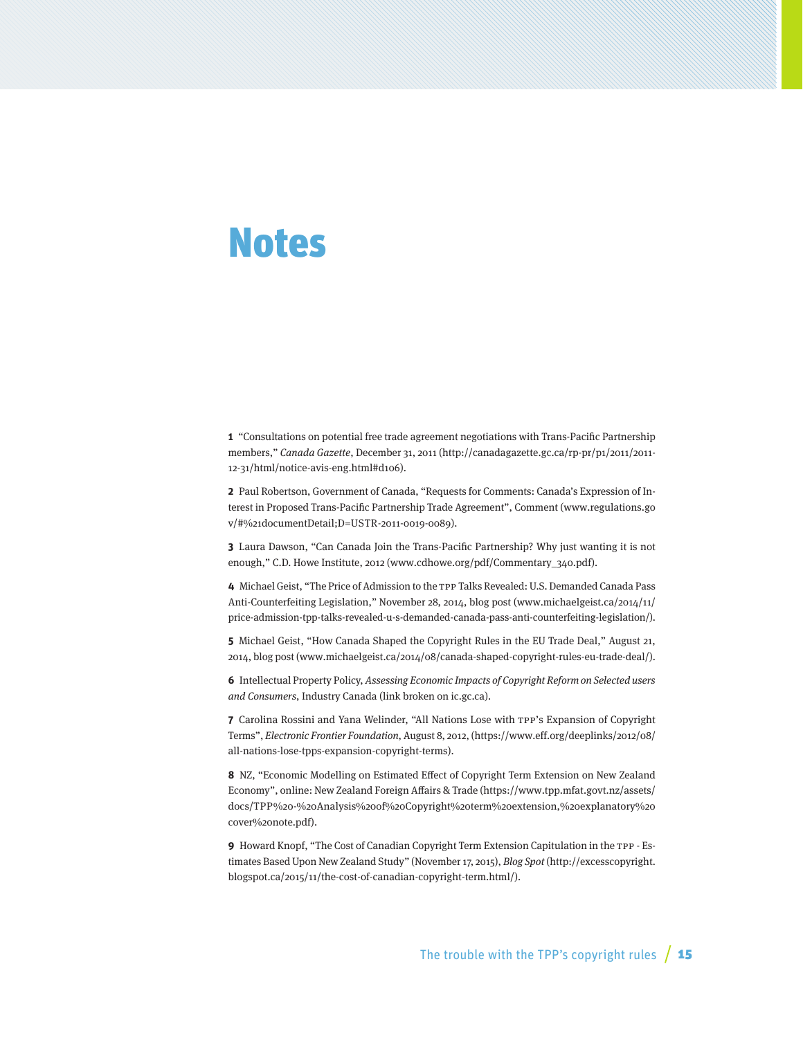# Notes

**1** "Consultations on potential free trade agreement negotiations with Trans-Pacific Partnership members," *Canada Gazette*, December 31, 2011 (http://canadagazette.gc.ca/rp-pr/p1/2011/2011-12-31/html/notice-avis-eng.html#d106).

**2** Paul Robertson, Government of Canada, "Requests for Comments: Canada's Expression of Interest in Proposed Trans-Pacific Partnership Trade Agreement", Comment (www.regulations.gov/#%21documentDetail;D=USTR-2011-0019-0089).

**3** Laura Dawson, "Can Canada Join the Trans-Pacific Partnership? Why just wanting it is not enough," C.D. Howe Institute, 2012 (www.cdhowe.org/pdf/Commentary_340.pdf).

**4** Michael Geist, "The Price of Admission to the TPP Talks Revealed: U.S. Demanded Canada Pass Anti-Counterfeiting Legislation," November 28, 2014, blog post (www.michaelgeist.ca/2014/11/price-admission-tpp-talks-revealed-u-s-demanded-canada-pass-anti-counterfeiting-legislation/).

**5** Michael Geist, "How Canada Shaped the Copyright Rules in the EU Trade Deal," August 21, 2014, blog post (www.michaelgeist.ca/2014/08/canada-shaped-copyright-rules-eu-trade-deal/).

**6** Intellectual Property Policy, *Assessing Economic Impacts of Copyright Reform on Selected users and Consumers*, Industry Canada (link broken on ic.gc.ca).

**7** Carolina Rossini and Yana Welinder, "All Nations Lose with TPP's Expansion of Copyright Terms", *Electronic Frontier Foundation*, August 8, 2012, (https://www.eff.org/deeplinks/2012/08/all-nations-lose-tpps-expansion-copyright-terms).

**8** NZ, "Economic Modelling on Estimated Effect of Copyright Term Extension on New Zealand Economy", online: New Zealand Foreign Affairs & Trade (https://www.tpp.mfat.govt.nz/assets/docs/TPP%20-%20Analysis%20of%20Copyright%20term%20extension,%20explanatory%20cover%20note.pdf).

**9** Howard Knopf, "The Cost of Canadian Copyright Term Extension Capitulation in the TPP - Estimates Based Upon New Zealand Study" (November 17, 2015), *Blog Spot* (http://excesscopyright.blogspot.ca/2015/11/the-cost-of-canadian-copyright-term.html/).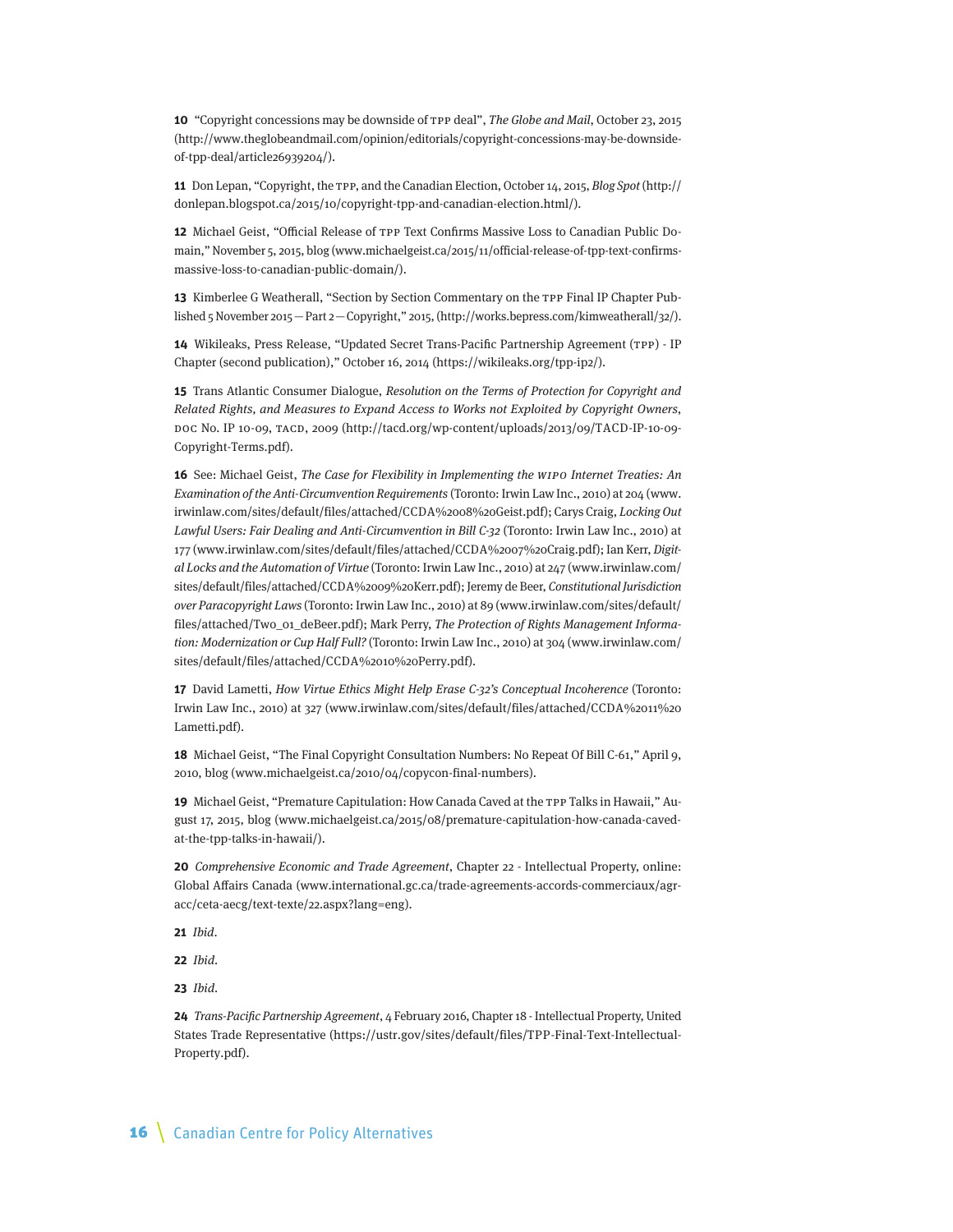**10** "Copyright concessions may be downside of TPP deal", *The Globe and Mail*, October 23, 2015 (http://www.theglobeandmail.com/opinion/editorials/copyright-concessions-may-be-downside-of-tpp-deal/article26939204/).

**11** Don Lepan, "Copyright, the TPP, and the Canadian Election, October 14, 2015, *Blog Spot* (http://donlepan.blogspot.ca/2015/10/copyright-tpp-and-canadian-election.html/).

**12** Michael Geist, "Official Release of TPP Text Confirms Massive Loss to Canadian Public Domain," November 5, 2015, blog (www.michaelgeist.ca/2015/11/official-release-of-tpp-text-confirms-massive-loss-to-canadian-public-domain/).

**13** Kimberlee G Weatherall, "Section by Section Commentary on the TPP Final IP Chapter Published 5 November 2015 — Part 2 — Copyright," 2015, (http://works.bepress.com/kimweatherall/32/).

**14** Wikileaks, Press Release, "Updated Secret Trans-Pacific Partnership Agreement (TPP) - IP Chapter (second publication)," October 16, 2014 (https://wikileaks.org/tpp-ip2/).

**15** Trans Atlantic Consumer Dialogue, *Resolution on the Terms of Protection for Copyright and Related Rights, and Measures to Expand Access to Works not Exploited by Copyright Owners*, DOC No. IP 10-09, TACD, 2009 (http://tacd.org/wp-content/uploads/2013/09/TACD-IP-10-09-Copyright-Terms.pdf).

**16** See: Michael Geist, *The Case for Flexibility in Implementing the WIPO Internet Treaties: An Examination of the Anti-Circumvention Requirements* (Toronto: Irwin Law Inc., 2010) at 204 (www.irwinlaw.com/sites/default/files/attached/CCDA%2008%20Geist.pdf); Carys Craig, *Locking Out Lawful Users: Fair Dealing and Anti-Circumvention in Bill C-32* (Toronto: Irwin Law Inc., 2010) at 177 (www.irwinlaw.com/sites/default/files/attached/CCDA%2007%20Craig.pdf); Ian Kerr, *Digital Locks and the Automation of Virtue* (Toronto: Irwin Law Inc., 2010) at 247 (www.irwinlaw.com/sites/default/files/attached/CCDA%2009%20Kerr.pdf); Jeremy de Beer, *Constitutional Jurisdiction over Paracopyright Laws* (Toronto: Irwin Law Inc., 2010) at 89 (www.irwinlaw.com/sites/default/files/attached/Two_01_deBeer.pdf); Mark Perry, *The Protection of Rights Management Information: Modernization or Cup Half Full?* (Toronto: Irwin Law Inc., 2010) at 304 (www.irwinlaw.com/sites/default/files/attached/CCDA%2010%20Perry.pdf).

**17** David Lametti, *How Virtue Ethics Might Help Erase C-32's Conceptual Incoherence* (Toronto: Irwin Law Inc., 2010) at 327 (www.irwinlaw.com/sites/default/files/attached/CCDA%2011%20Lametti.pdf).

**18** Michael Geist, "The Final Copyright Consultation Numbers: No Repeat Of Bill C-61," April 9, 2010, blog (www.michaelgeist.ca/2010/04/copycon-final-numbers).

**19** Michael Geist, "Premature Capitulation: How Canada Caved at the TPP Talks in Hawaii," August 17, 2015, blog (www.michaelgeist.ca/2015/08/premature-capitulation-how-canada-caved-at-the-tpp-talks-in-hawaii/).

**20** *Comprehensive Economic and Trade Agreement*, Chapter 22 - Intellectual Property, online: Global Affairs Canada (www.international.gc.ca/trade-agreements-accords-commerciaux/agr-acc/ceta-aecg/text-texte/22.aspx?lang=eng).

**21** *Ibid*.

**22** *Ibid*.

**23** *Ibid*.

**24** *Trans-Pacific Partnership Agreement*, 4 February 2016, Chapter 18 - Intellectual Property, United States Trade Representative (https://ustr.gov/sites/default/files/TPP-Final-Text-Intellectual-Property.pdf).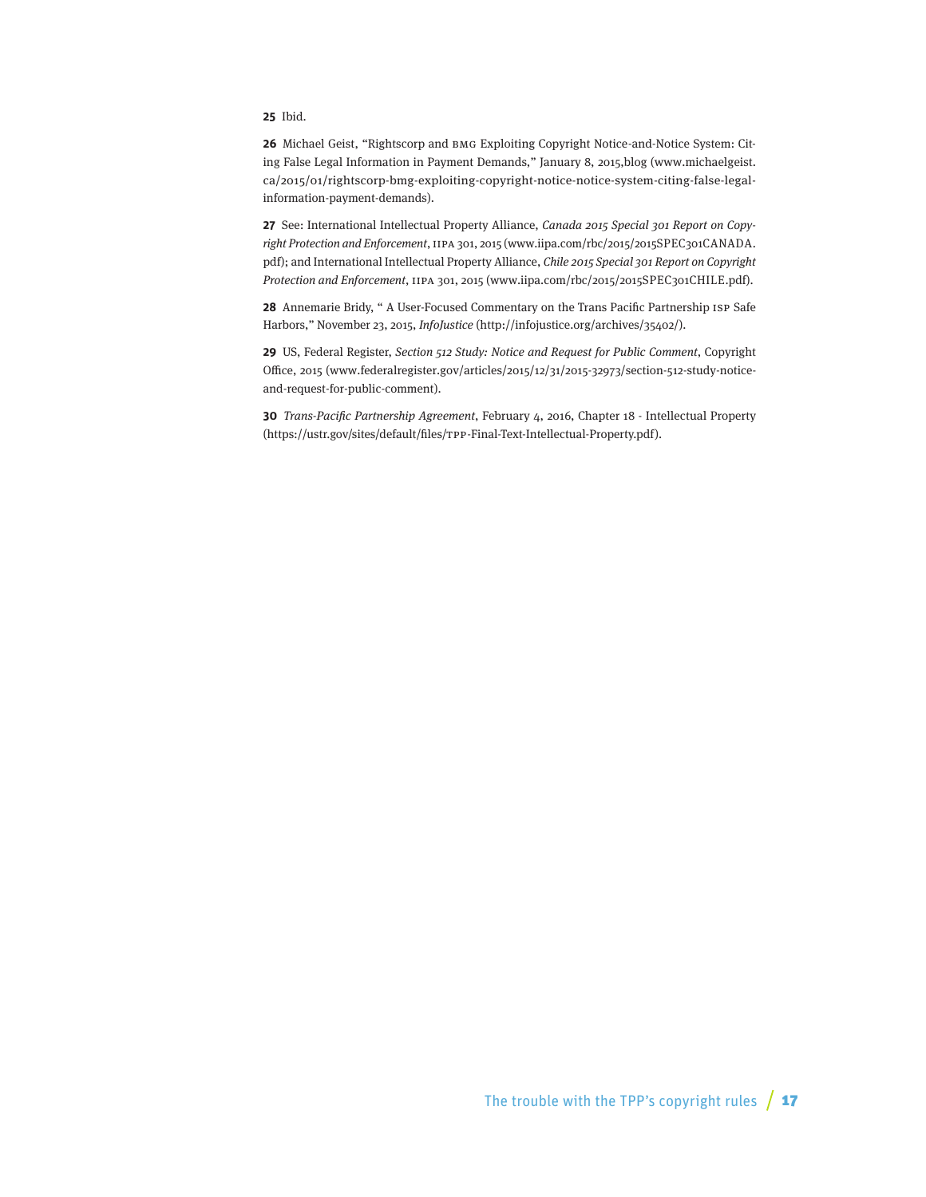**25** Ibid.

**26** Michael Geist, "Rightscorp and BMG Exploiting Copyright Notice-and-Notice System: Citing False Legal Information in Payment Demands," January 8, 2015,blog (www.michaelgeist.ca/2015/01/rightscorp-bmg-exploiting-copyright-notice-notice-system-citing-false-legal-information-payment-demands).

**27** See: International Intellectual Property Alliance, *Canada 2015 Special 301 Report on Copyright Protection and Enforcement*, IIPA 301, 2015 (www.iipa.com/rbc/2015/2015SPEC301CANADA.pdf); and International Intellectual Property Alliance, *Chile 2015 Special 301 Report on Copyright Protection and Enforcement*, IIPA 301, 2015 (www.iipa.com/rbc/2015/2015SPEC301CHILE.pdf).

**28** Annemarie Bridy, " A User-Focused Commentary on the Trans Pacific Partnership ISP Safe Harbors," November 23, 2015, *InfoJustice* (http://infojustice.org/archives/35402/).

**29** US, Federal Register, *Section 512 Study: Notice and Request for Public Comment*, Copyright Office, 2015 (www.federalregister.gov/articles/2015/12/31/2015-32973/section-512-study-notice-and-request-for-public-comment).

**30** *Trans-Pacific Partnership Agreement*, February 4, 2016, Chapter 18 - Intellectual Property (https://ustr.gov/sites/default/files/TPP-Final-Text-Intellectual-Property.pdf).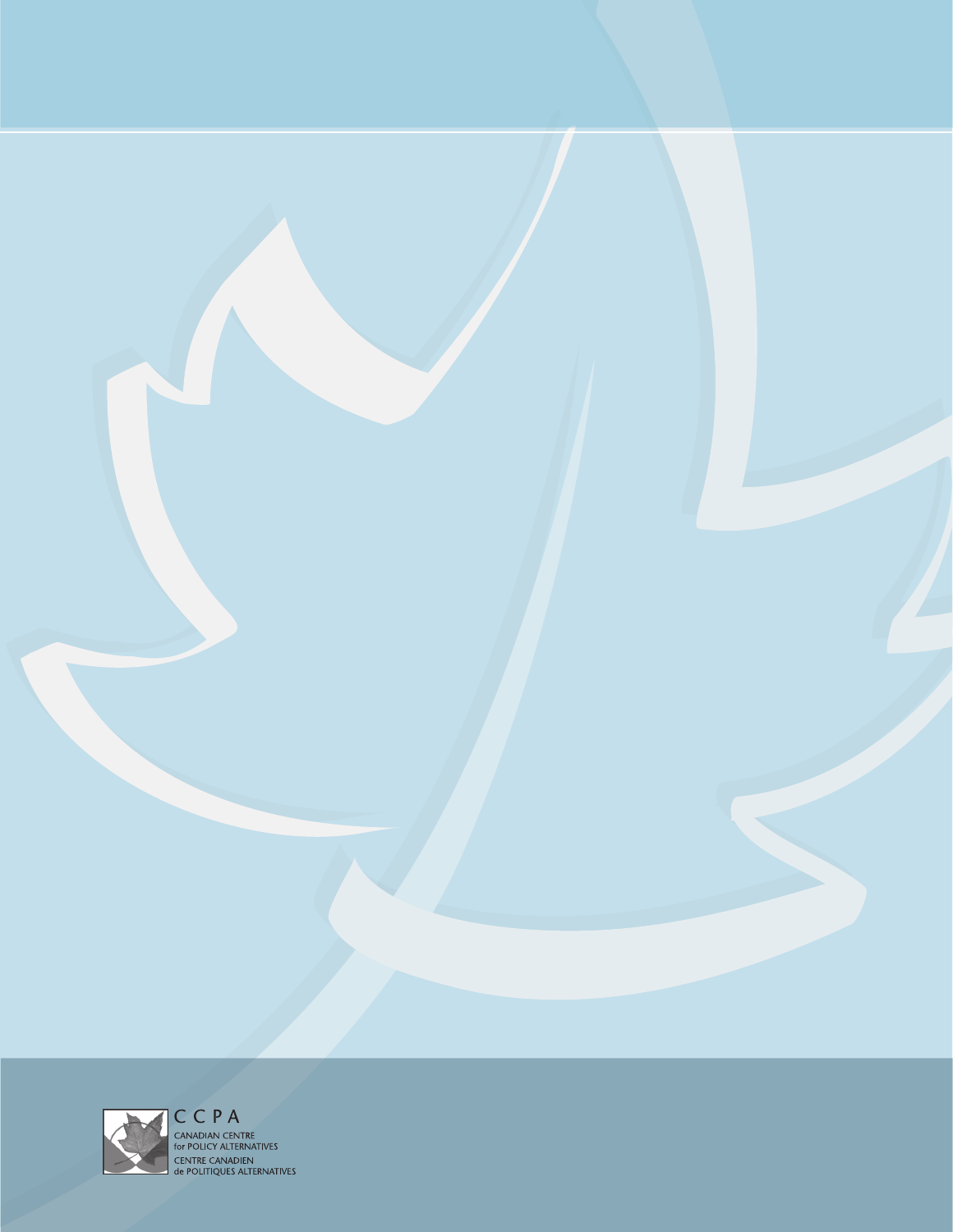CCPA

CANADIAN CENTRE
for POLICY ALTERNATIVES

CENTRE CANADIEN
de POLITIQUES ALTERNATIVES